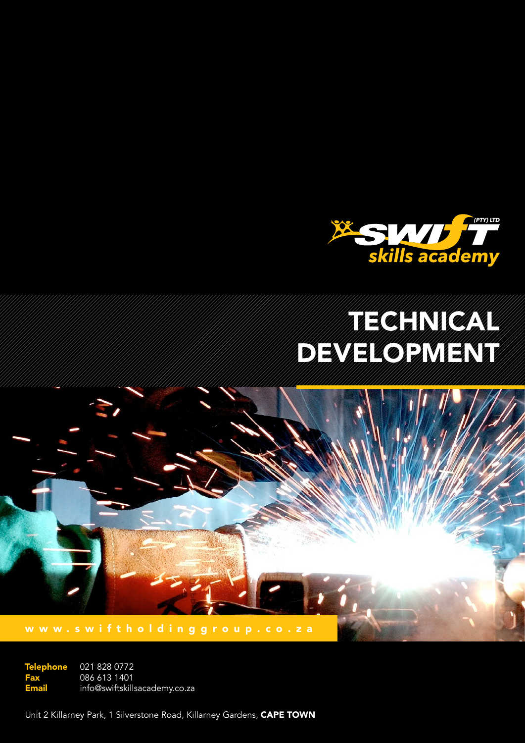SWIFT skills academy (PTY) LTD

# TECHNICAL DEVELOPMENT

www.swiftholdinggroup.co.za

**Telephone** 021 828 0772
**Fax** 086 613 1401
**Email** info@swiftskillsacademy.co.za

Unit 2 Killarney Park, 1 Silverstone Road, Killarney Gardens, **CAPE TOWN**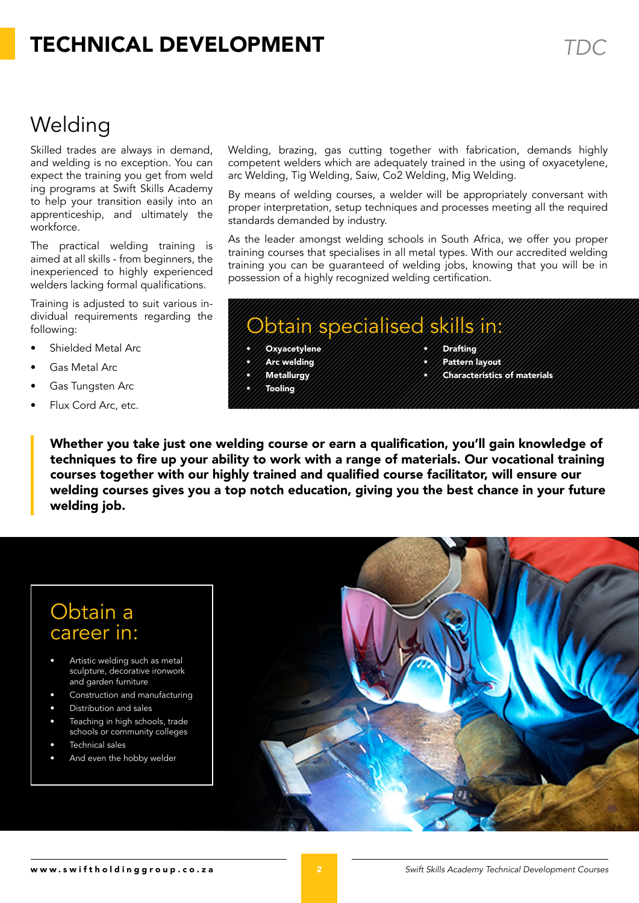# TECHNICAL DEVELOPMENT

## Welding

Skilled trades are always in demand, and welding is no exception. You can expect the training you get from weld ing programs at Swift Skills Academy to help your transition easily into an apprenticeship, and ultimately the workforce.

The practical welding training is aimed at all skills - from beginners, the inexperienced to highly experienced welders lacking formal qualifications.

Training is adjusted to suit various individual requirements regarding the following:

- Shielded Metal Arc
- Gas Metal Arc
- Gas Tungsten Arc
- Flux Cord Arc, etc.

Welding, brazing, gas cutting together with fabrication, demands highly competent welders which are adequately trained in the using of oxyacetylene, arc Welding, Tig Welding, Saiw, Co2 Welding, Mig Welding.

By means of welding courses, a welder will be appropriately conversant with proper interpretation, setup techniques and processes meeting all the required standards demanded by industry.

As the leader amongst welding schools in South Africa, we offer you proper training courses that specialises in all metal types. With our accredited welding training you can be guaranteed of welding jobs, knowing that you will be in possession of a highly recognized welding certification.

### Obtain specialised skills in:

- **Oxyacetylene**
- **Arc welding**
- **Metallurgy**
- **Tooling**
- **Drafting**
- **Pattern layout**
- **Characteristics of materials**

**Whether you take just one welding course or earn a qualification, you'll gain knowledge of techniques to fire up your ability to work with a range of materials. Our vocational training courses together with our highly trained and qualified course facilitator, will ensure our welding courses gives you a top notch education, giving you the best chance in your future welding job.**

### Obtain a career in:

- Artistic welding such as metal sculpture, decorative ironwork and garden furniture
- Construction and manufacturing
- Distribution and sales
- Teaching in high schools, trade schools or community colleges
- Technical sales
- And even the hobby welder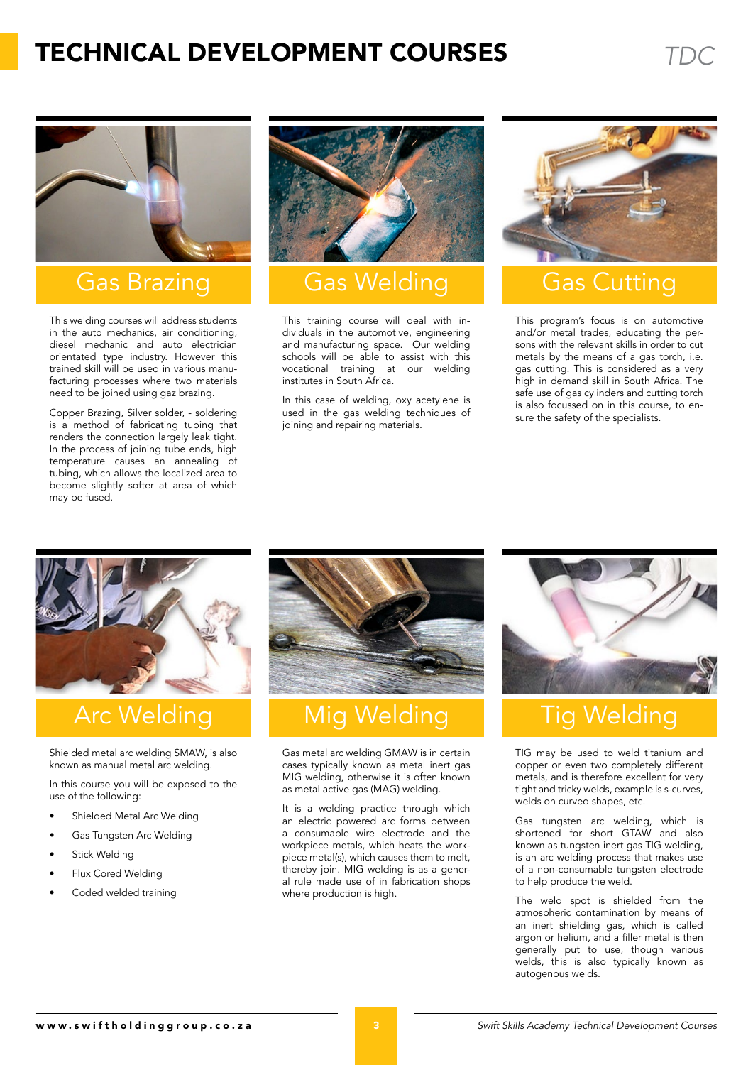# TECHNICAL DEVELOPMENT COURSES

*TDC*

## Gas Brazing

This welding courses will address students in the auto mechanics, air conditioning, diesel mechanic and auto electrician orientated type industry. However this trained skill will be used in various manufacturing processes where two materials need to be joined using gaz brazing.

Copper Brazing, Silver solder, - soldering is a method of fabricating tubing that renders the connection largely leak tight. In the process of joining tube ends, high temperature causes an annealing of tubing, which allows the localized area to become slightly softer at area of which may be fused.

## Gas Welding

This training course will deal with individuals in the automotive, engineering and manufacturing space. Our welding schools will be able to assist with this vocational training at our welding institutes in South Africa.

In this case of welding, oxy acetylene is used in the gas welding techniques of joining and repairing materials.

## Gas Cutting

This program's focus is on automotive and/or metal trades, educating the persons with the relevant skills in order to cut metals by the means of a gas torch, i.e. gas cutting. This is considered as a very high in demand skill in South Africa. The safe use of gas cylinders and cutting torch is also focussed on in this course, to ensure the safety of the specialists.

## Arc Welding

Shielded metal arc welding SMAW, is also known as manual metal arc welding.

In this course you will be exposed to the use of the following:

- Shielded Metal Arc Welding
- Gas Tungsten Arc Welding
- Stick Welding
- Flux Cored Welding
- Coded welded training

## Mig Welding

Gas metal arc welding GMAW is in certain cases typically known as metal inert gas MIG welding, otherwise it is often known as metal active gas (MAG) welding.

It is a welding practice through which an electric powered arc forms between a consumable wire electrode and the workpiece metals, which heats the workpiece metal(s), which causes them to melt, thereby join. MIG welding is as a general rule made use of in fabrication shops where production is high.

## Tig Welding

TIG may be used to weld titanium and copper or even two completely different metals, and is therefore excellent for very tight and tricky welds, example is s-curves, welds on curved shapes, etc.

Gas tungsten arc welding, which is shortened for short GTAW and also known as tungsten inert gas TIG welding, is an arc welding process that makes use of a non-consumable tungsten electrode to help produce the weld.

The weld spot is shielded from the atmospheric contamination by means of an inert shielding gas, which is called argon or helium, and a filler metal is then generally put to use, though various welds, this is also typically known as autogenous welds.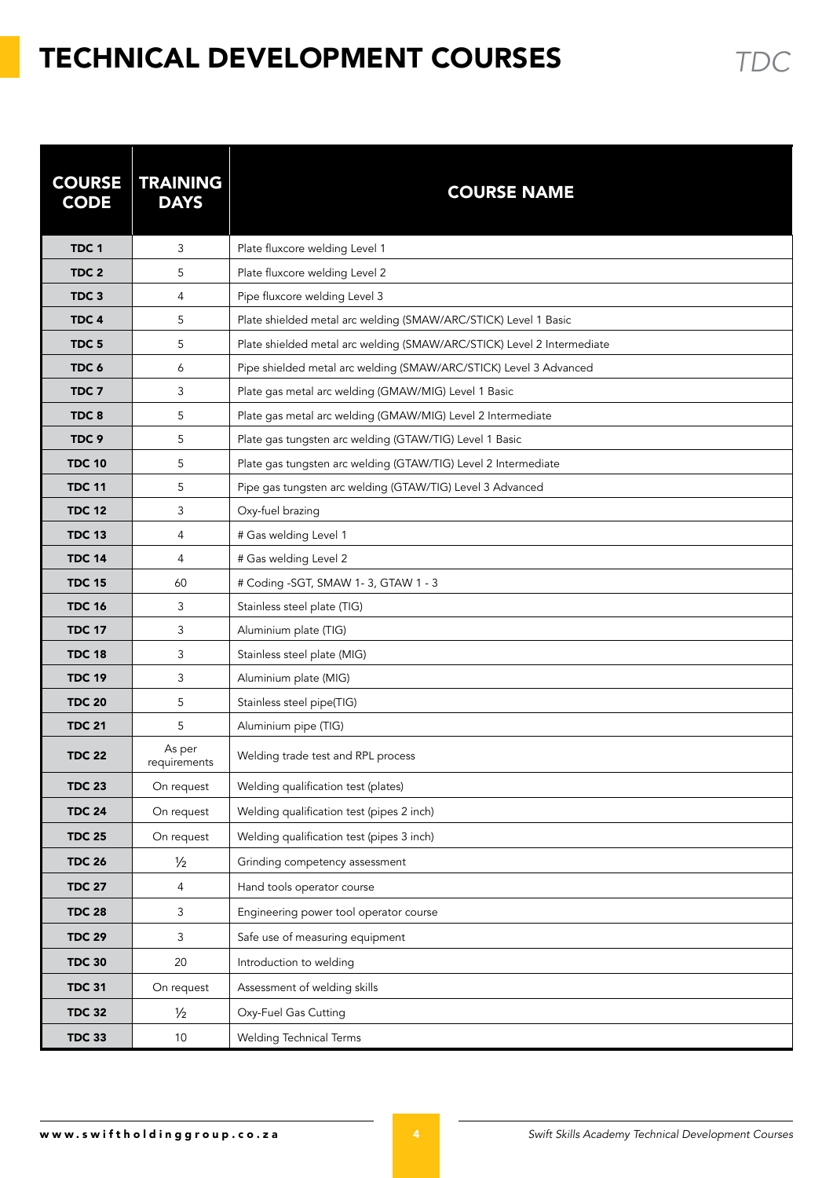# TECHNICAL DEVELOPMENT COURSES

*TDC*

| COURSE CODE | TRAINING DAYS | COURSE NAME |
|---|---|---|
| **TDC 1** | 3 | Plate fluxcore welding Level 1 |
| **TDC 2** | 5 | Plate fluxcore welding Level 2 |
| **TDC 3** | 4 | Pipe fluxcore welding Level 3 |
| **TDC 4** | 5 | Plate shielded metal arc welding (SMAW/ARC/STICK) Level 1 Basic |
| **TDC 5** | 5 | Plate shielded metal arc welding (SMAW/ARC/STICK) Level 2 Intermediate |
| **TDC 6** | 6 | Pipe shielded metal arc welding (SMAW/ARC/STICK) Level 3 Advanced |
| **TDC 7** | 3 | Plate gas metal arc welding (GMAW/MIG) Level 1 Basic |
| **TDC 8** | 5 | Plate gas metal arc welding (GMAW/MIG) Level 2 Intermediate |
| **TDC 9** | 5 | Plate gas tungsten arc welding (GTAW/TIG) Level 1 Basic |
| **TDC 10** | 5 | Plate gas tungsten arc welding (GTAW/TIG) Level 2 Intermediate |
| **TDC 11** | 5 | Pipe gas tungsten arc welding (GTAW/TIG) Level 3 Advanced |
| **TDC 12** | 3 | Oxy-fuel brazing |
| **TDC 13** | 4 | # Gas welding Level 1 |
| **TDC 14** | 4 | # Gas welding Level 2 |
| **TDC 15** | 60 | # Coding -SGT, SMAW 1- 3, GTAW 1 - 3 |
| **TDC 16** | 3 | Stainless steel plate (TIG) |
| **TDC 17** | 3 | Aluminium plate (TIG) |
| **TDC 18** | 3 | Stainless steel plate (MIG) |
| **TDC 19** | 3 | Aluminium plate (MIG) |
| **TDC 20** | 5 | Stainless steel pipe(TIG) |
| **TDC 21** | 5 | Aluminium pipe (TIG) |
| **TDC 22** | As per requirements | Welding trade test and RPL process |
| **TDC 23** | On request | Welding qualification test (plates) |
| **TDC 24** | On request | Welding qualification test (pipes 2 inch) |
| **TDC 25** | On request | Welding qualification test (pipes 3 inch) |
| **TDC 26** | ½ | Grinding competency assessment |
| **TDC 27** | 4 | Hand tools operator course |
| **TDC 28** | 3 | Engineering power tool operator course |
| **TDC 29** | 3 | Safe use of measuring equipment |
| **TDC 30** | 20 | Introduction to welding |
| **TDC 31** | On request | Assessment of welding skills |
| **TDC 32** | ½ | Oxy-Fuel Gas Cutting |
| **TDC 33** | 10 | Welding Technical Terms |